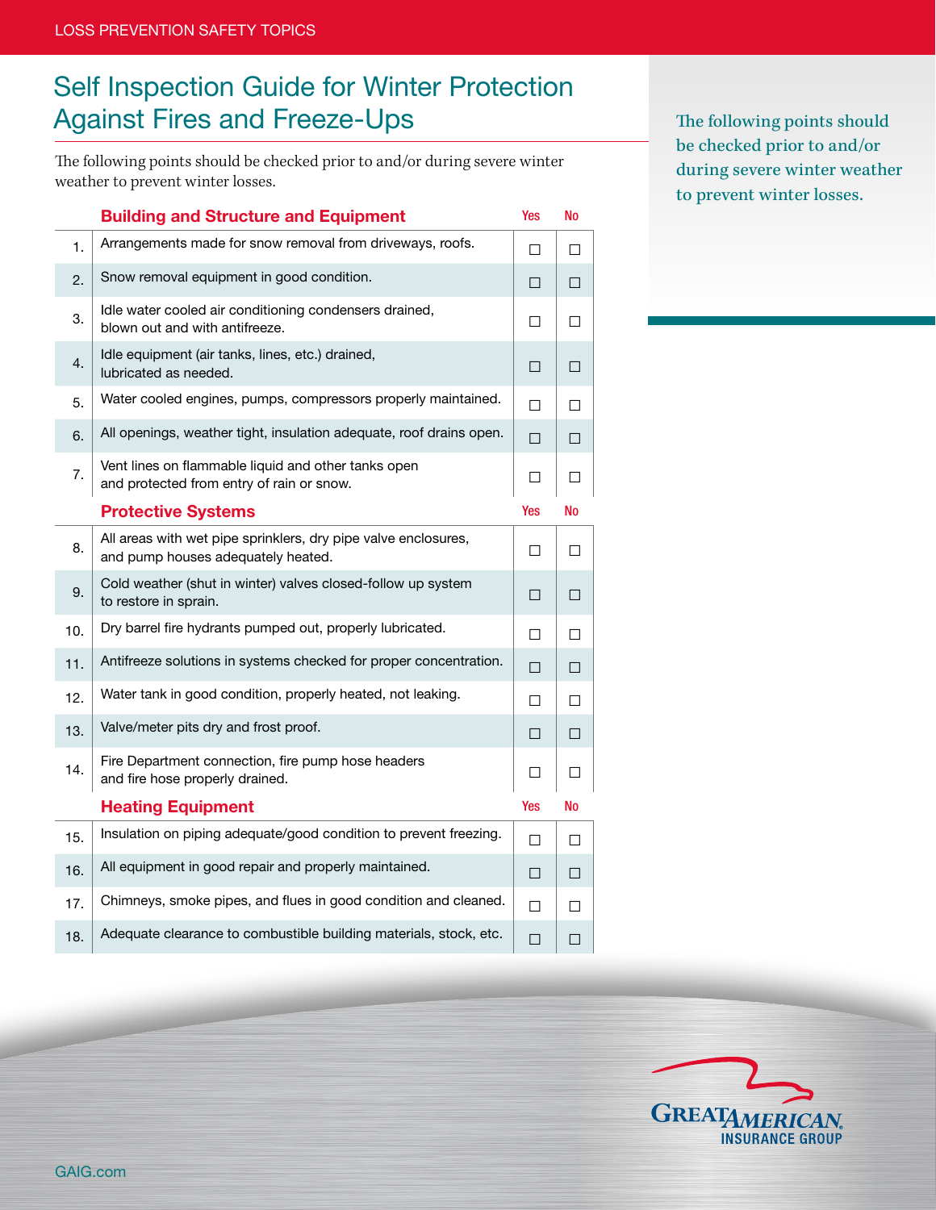# Self Inspection Guide for Winter Protection Against Fires and Freeze-Ups

The following points should be checked prior to and/or during severe winter weather to prevent winter losses.

The following points should be checked prior to and/or during severe winter weather to prevent winter losses.

| | Building and Structure and Equipment | Yes | No |
|---|---|---|---|
| 1. | Arrangements made for snow removal from driveways, roofs. | ☐ | ☐ |
| 2. | Snow removal equipment in good condition. | ☐ | ☐ |
| 3. | Idle water cooled air conditioning condensers drained, blown out and with antifreeze. | ☐ | ☐ |
| 4. | Idle equipment (air tanks, lines, etc.) drained, lubricated as needed. | ☐ | ☐ |
| 5. | Water cooled engines, pumps, compressors properly maintained. | ☐ | ☐ |
| 6. | All openings, weather tight, insulation adequate, roof drains open. | ☐ | ☐ |
| 7. | Vent lines on flammable liquid and other tanks open and protected from entry of rain or snow. | ☐ | ☐ |

| | Protective Systems | Yes | No |
|---|---|---|---|
| 8. | All areas with wet pipe sprinklers, dry pipe valve enclosures, and pump houses adequately heated. | ☐ | ☐ |
| 9. | Cold weather (shut in winter) valves closed-follow up system to restore in sprain. | ☐ | ☐ |
| 10. | Dry barrel fire hydrants pumped out, properly lubricated. | ☐ | ☐ |
| 11. | Antifreeze solutions in systems checked for proper concentration. | ☐ | ☐ |
| 12. | Water tank in good condition, properly heated, not leaking. | ☐ | ☐ |
| 13. | Valve/meter pits dry and frost proof. | ☐ | ☐ |
| 14. | Fire Department connection, fire pump hose headers and fire hose properly drained. | ☐ | ☐ |

| | Heating Equipment | Yes | No |
|---|---|---|---|
| 15. | Insulation on piping adequate/good condition to prevent freezing. | ☐ | ☐ |
| 16. | All equipment in good repair and properly maintained. | ☐ | ☐ |
| 17. | Chimneys, smoke pipes, and flues in good condition and cleaned. | ☐ | ☐ |
| 18. | Adequate clearance to combustible building materials, stock, etc. | ☐ | ☐ |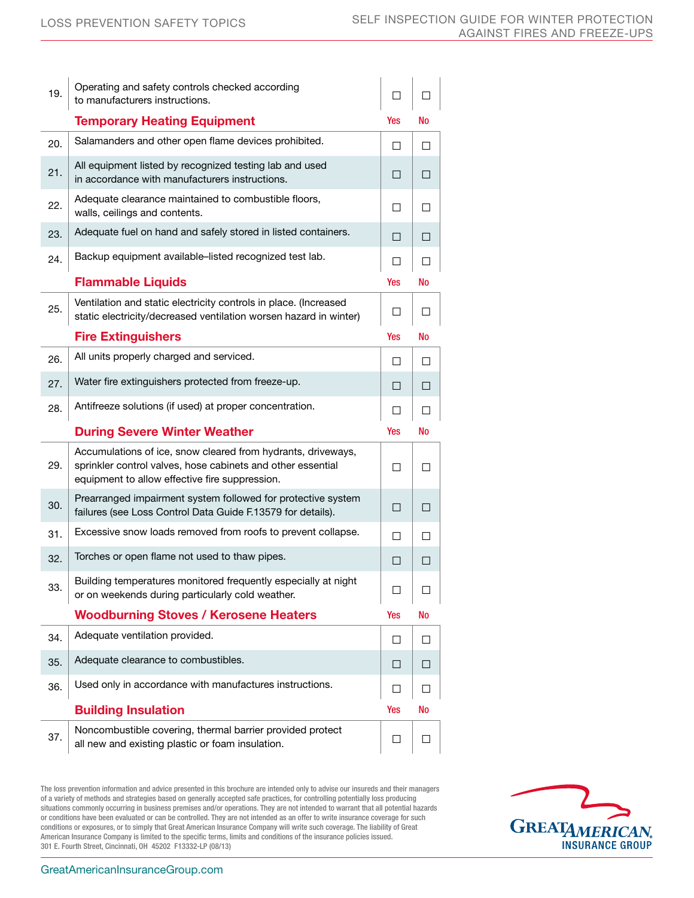| | | Yes | No |
|---|---|---|---|
| 19. | Operating and safety controls checked according to manufacturers instructions. | ☐ | ☐ |

## Temporary Heating Equipment

| | | Yes | No |
|---|---|---|---|
| 20. | Salamanders and other open flame devices prohibited. | ☐ | ☐ |
| 21. | All equipment listed by recognized testing lab and used in accordance with manufacturers instructions. | ☐ | ☐ |
| 22. | Adequate clearance maintained to combustible floors, walls, ceilings and contents. | ☐ | ☐ |
| 23. | Adequate fuel on hand and safely stored in listed containers. | ☐ | ☐ |
| 24. | Backup equipment available–listed recognized test lab. | ☐ | ☐ |

## Flammable Liquids

| | | Yes | No |
|---|---|---|---|
| 25. | Ventilation and static electricity controls in place. (Increased static electricity/decreased ventilation worsen hazard in winter) | ☐ | ☐ |

## Fire Extinguishers

| | | Yes | No |
|---|---|---|---|
| 26. | All units properly charged and serviced. | ☐ | ☐ |
| 27. | Water fire extinguishers protected from freeze-up. | ☐ | ☐ |
| 28. | Antifreeze solutions (if used) at proper concentration. | ☐ | ☐ |

## During Severe Winter Weather

| | | Yes | No |
|---|---|---|---|
| 29. | Accumulations of ice, snow cleared from hydrants, driveways, sprinkler control valves, hose cabinets and other essential equipment to allow effective fire suppression. | ☐ | ☐ |
| 30. | Prearranged impairment system followed for protective system failures (see Loss Control Data Guide F.13579 for details). | ☐ | ☐ |
| 31. | Excessive snow loads removed from roofs to prevent collapse. | ☐ | ☐ |
| 32. | Torches or open flame not used to thaw pipes. | ☐ | ☐ |
| 33. | Building temperatures monitored frequently especially at night or on weekends during particularly cold weather. | ☐ | ☐ |

## Woodburning Stoves / Kerosene Heaters

| | | Yes | No |
|---|---|---|---|
| 34. | Adequate ventilation provided. | ☐ | ☐ |
| 35. | Adequate clearance to combustibles. | ☐ | ☐ |
| 36. | Used only in accordance with manufactures instructions. | ☐ | ☐ |

## Building Insulation

| | | Yes | No |
|---|---|---|---|
| 37. | Noncombustible covering, thermal barrier provided protect all new and existing plastic or foam insulation. | ☐ | ☐ |

The loss prevention information and advice presented in this brochure are intended only to advise our insureds and their managers of a variety of methods and strategies based on generally accepted safe practices, for controlling potentially loss producing situations commonly occurring in business premises and/or operations. They are not intended to warrant that all potential hazards or conditions have been evaluated or can be controlled. They are not intended as an offer to write insurance coverage for such conditions or exposures, or to simply that Great American Insurance Company will write such coverage. The liability of Great American Insurance Company is limited to the specific terms, limits and conditions of the insurance policies issued.
301 E. Fourth Street, Cincinnati, OH 45202 F13332-LP (08/13)

GREAT AMERICAN INSURANCE GROUP

GreatAmericanInsuranceGroup.com